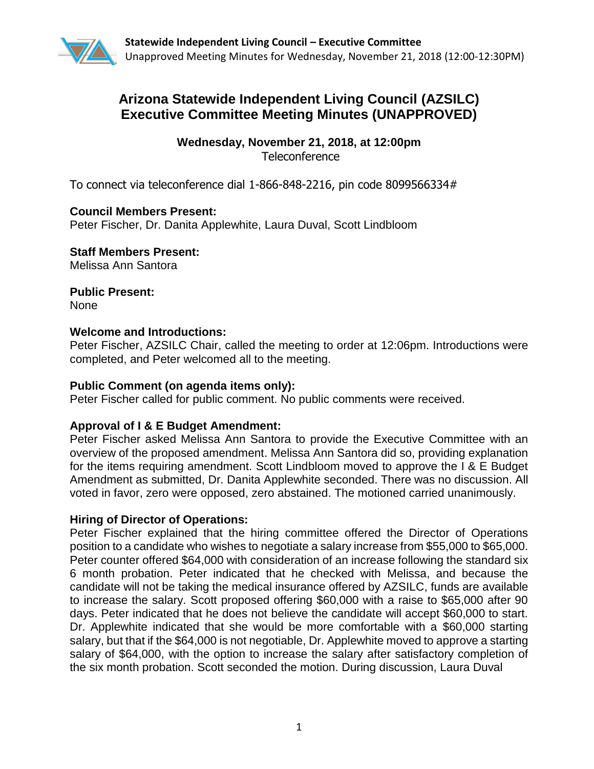# Arizona Statewide Independent Living Council (AZSILC) Executive Committee Meeting Minutes (UNAPPROVED)

**Wednesday, November 21, 2018, at 12:00pm**
Teleconference

To connect via teleconference dial 1-866-848-2216, pin code 8099566334#

**Council Members Present:**
Peter Fischer, Dr. Danita Applewhite, Laura Duval, Scott Lindbloom

**Staff Members Present:**
Melissa Ann Santora

**Public Present:**
None

**Welcome and Introductions:**
Peter Fischer, AZSILC Chair, called the meeting to order at 12:06pm. Introductions were completed, and Peter welcomed all to the meeting.

**Public Comment (on agenda items only):**
Peter Fischer called for public comment. No public comments were received.

**Approval of I & E Budget Amendment:**
Peter Fischer asked Melissa Ann Santora to provide the Executive Committee with an overview of the proposed amendment. Melissa Ann Santora did so, providing explanation for the items requiring amendment. Scott Lindbloom moved to approve the I & E Budget Amendment as submitted, Dr. Danita Applewhite seconded. There was no discussion. All voted in favor, zero were opposed, zero abstained. The motioned carried unanimously.

**Hiring of Director of Operations:**
Peter Fischer explained that the hiring committee offered the Director of Operations position to a candidate who wishes to negotiate a salary increase from $55,000 to $65,000. Peter counter offered $64,000 with consideration of an increase following the standard six 6 month probation. Peter indicated that he checked with Melissa, and because the candidate will not be taking the medical insurance offered by AZSILC, funds are available to increase the salary. Scott proposed offering $60,000 with a raise to $65,000 after 90 days. Peter indicated that he does not believe the candidate will accept $60,000 to start. Dr. Applewhite indicated that she would be more comfortable with a $60,000 starting salary, but that if the $64,000 is not negotiable, Dr. Applewhite moved to approve a starting salary of $64,000, with the option to increase the salary after satisfactory completion of the six month probation. Scott seconded the motion. During discussion, Laura Duval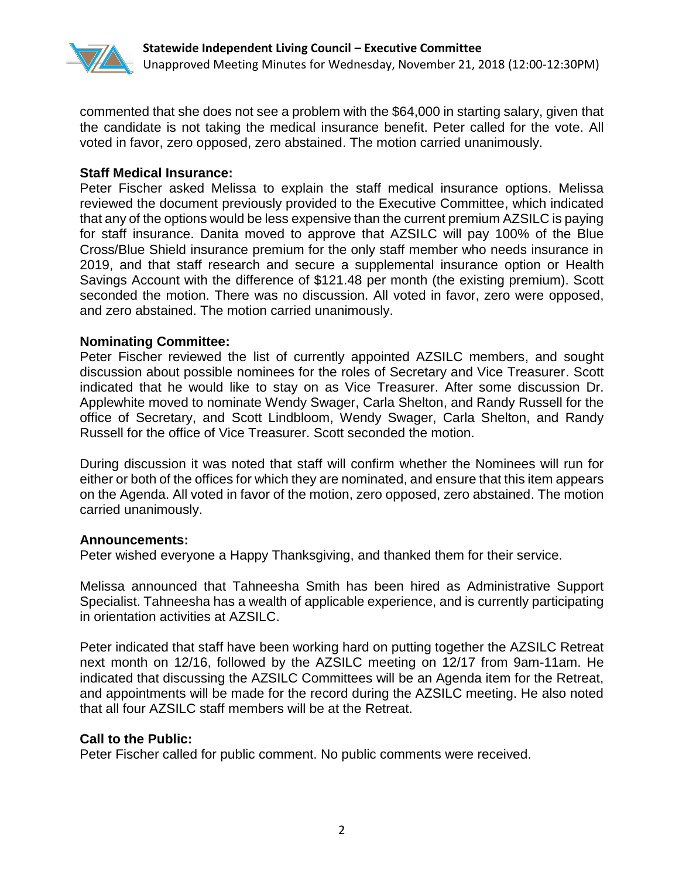commented that she does not see a problem with the $64,000 in starting salary, given that the candidate is not taking the medical insurance benefit. Peter called for the vote. All voted in favor, zero opposed, zero abstained. The motion carried unanimously.

**Staff Medical Insurance:**
Peter Fischer asked Melissa to explain the staff medical insurance options. Melissa reviewed the document previously provided to the Executive Committee, which indicated that any of the options would be less expensive than the current premium AZSILC is paying for staff insurance. Danita moved to approve that AZSILC will pay 100% of the Blue Cross/Blue Shield insurance premium for the only staff member who needs insurance in 2019, and that staff research and secure a supplemental insurance option or Health Savings Account with the difference of $121.48 per month (the existing premium). Scott seconded the motion. There was no discussion. All voted in favor, zero were opposed, and zero abstained. The motion carried unanimously.

**Nominating Committee:**
Peter Fischer reviewed the list of currently appointed AZSILC members, and sought discussion about possible nominees for the roles of Secretary and Vice Treasurer. Scott indicated that he would like to stay on as Vice Treasurer. After some discussion Dr. Applewhite moved to nominate Wendy Swager, Carla Shelton, and Randy Russell for the office of Secretary, and Scott Lindbloom, Wendy Swager, Carla Shelton, and Randy Russell for the office of Vice Treasurer. Scott seconded the motion.

During discussion it was noted that staff will confirm whether the Nominees will run for either or both of the offices for which they are nominated, and ensure that this item appears on the Agenda. All voted in favor of the motion, zero opposed, zero abstained. The motion carried unanimously.

**Announcements:**
Peter wished everyone a Happy Thanksgiving, and thanked them for their service.

Melissa announced that Tahneesha Smith has been hired as Administrative Support Specialist. Tahneesha has a wealth of applicable experience, and is currently participating in orientation activities at AZSILC.

Peter indicated that staff have been working hard on putting together the AZSILC Retreat next month on 12/16, followed by the AZSILC meeting on 12/17 from 9am-11am. He indicated that discussing the AZSILC Committees will be an Agenda item for the Retreat, and appointments will be made for the record during the AZSILC meeting. He also noted that all four AZSILC staff members will be at the Retreat.

**Call to the Public:**
Peter Fischer called for public comment. No public comments were received.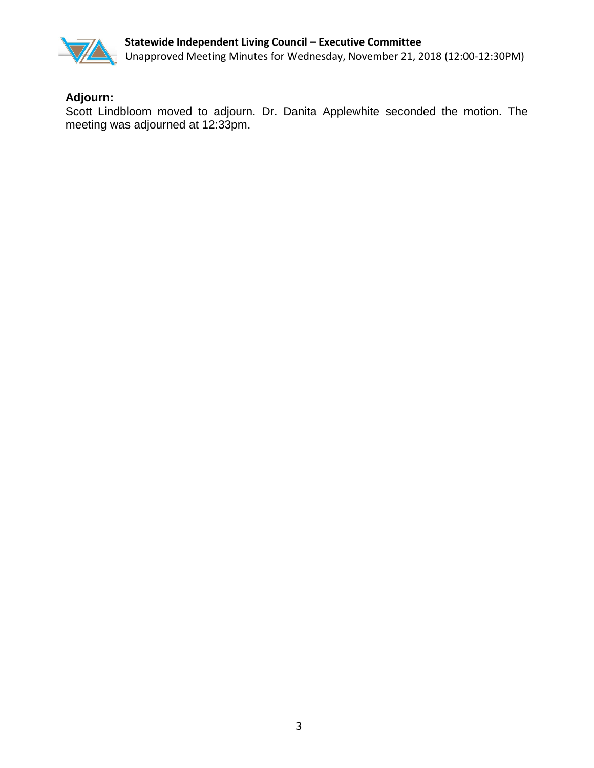**Adjourn:**

Scott Lindbloom moved to adjourn. Dr. Danita Applewhite seconded the motion. The meeting was adjourned at 12:33pm.